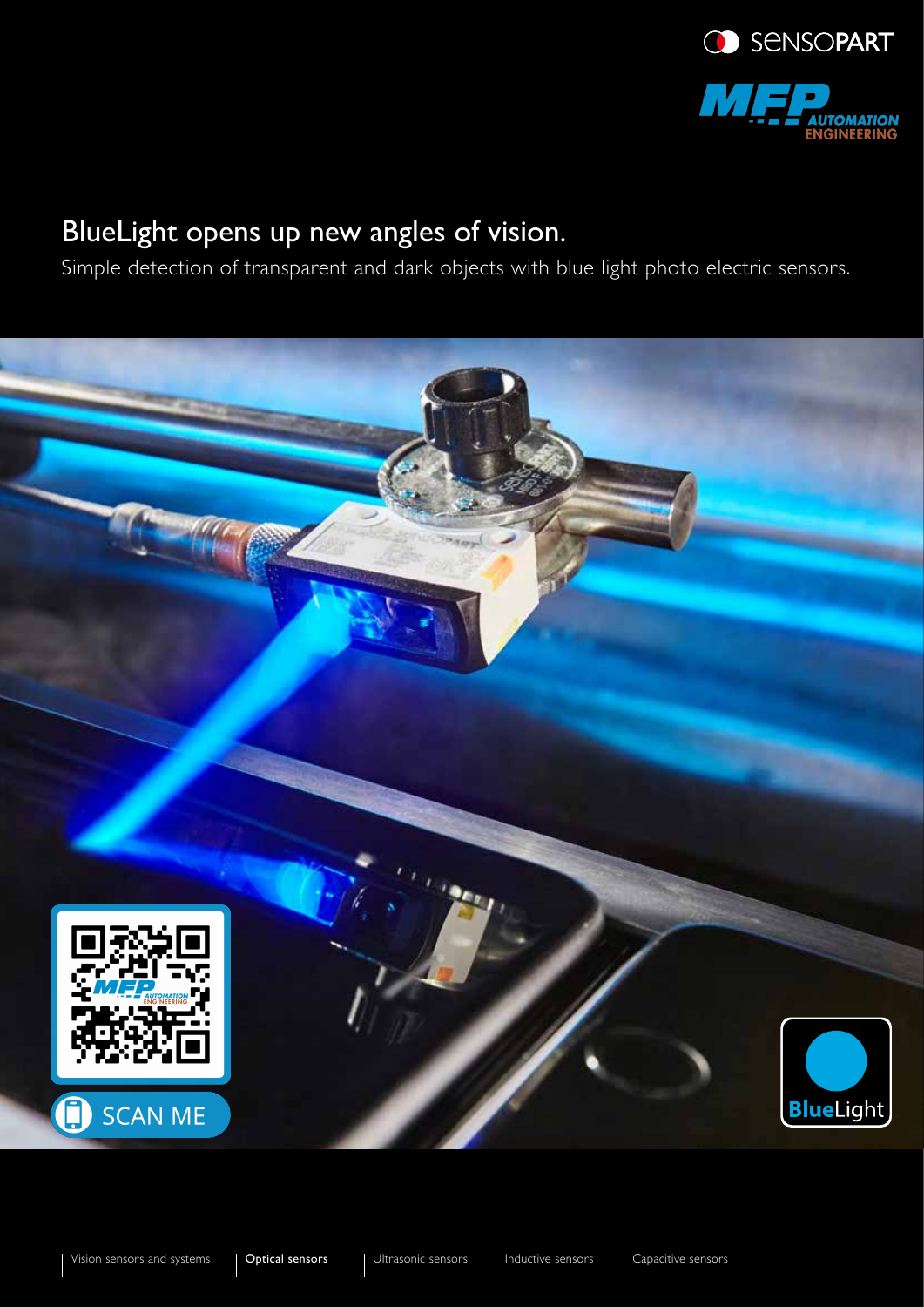# BlueLight opens up new angles of vision.

Simple detection of transparent and dark objects with blue light photo electric sensors.

SCAN ME

BlueLight

Vision sensors and systems | **Optical sensors** | Ultrasonic sensors | Inductive sensors | Capacitive sensors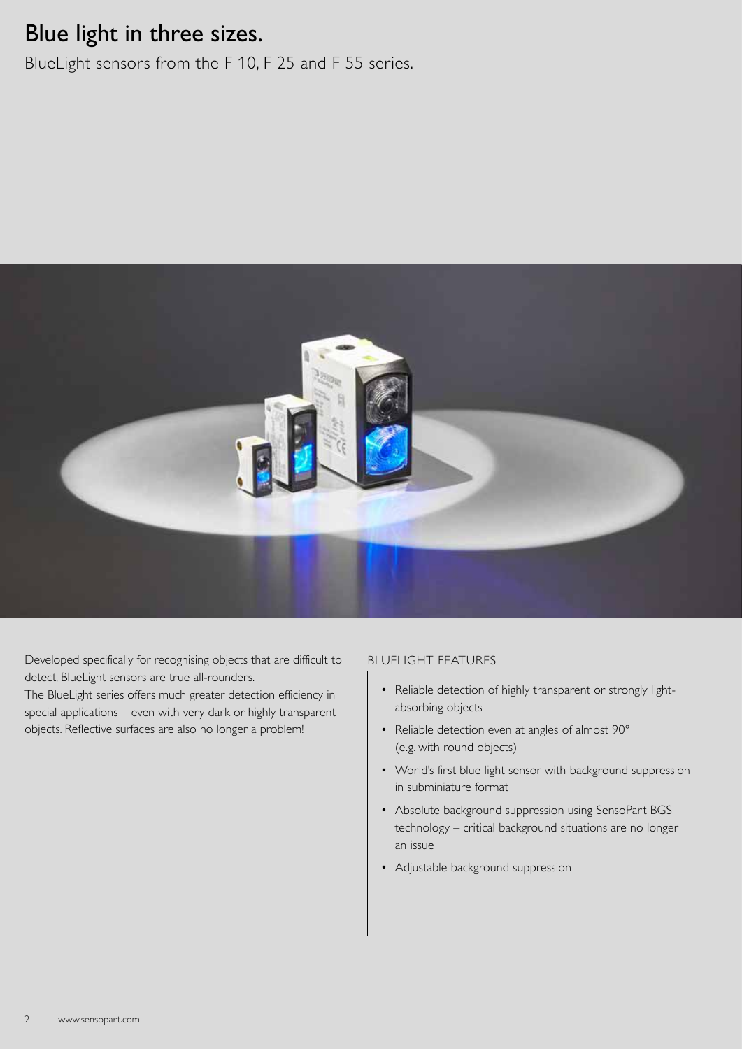# Blue light in three sizes.

BlueLight sensors from the F 10, F 25 and F 55 series.

Developed specifically for recognising objects that are difficult to detect, BlueLight sensors are true all-rounders.
The BlueLight series offers much greater detection efficiency in special applications – even with very dark or highly transparent objects. Reflective surfaces are also no longer a problem!

## BLUELIGHT FEATURES

- Reliable detection of highly transparent or strongly light-absorbing objects
- Reliable detection even at angles of almost 90° (e.g. with round objects)
- World's first blue light sensor with background suppression in subminiature format
- Absolute background suppression using SensoPart BGS technology – critical background situations are no longer an issue
- Adjustable background suppression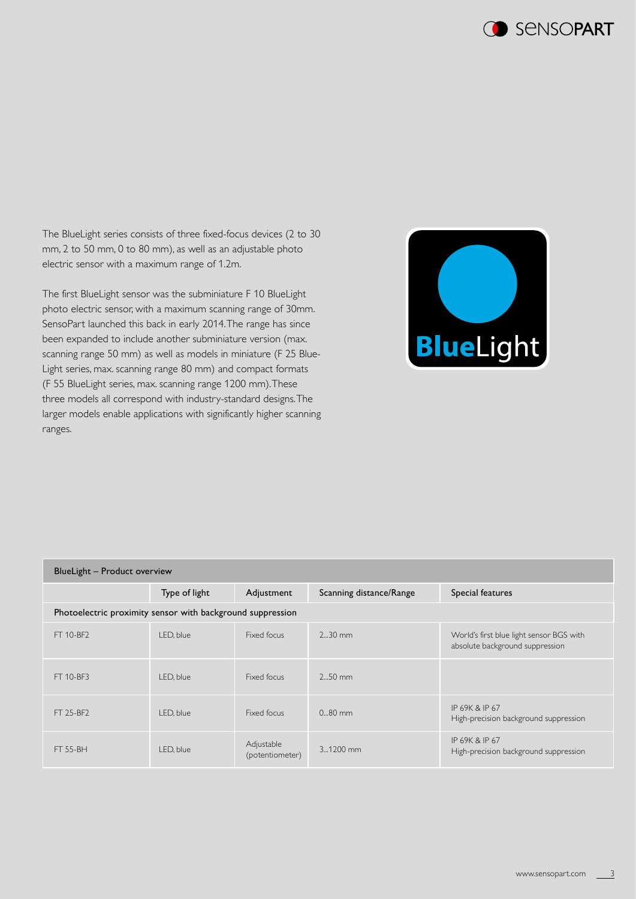The BlueLight series consists of three fixed-focus devices (2 to 30 mm, 2 to 50 mm, 0 to 80 mm), as well as an adjustable photo electric sensor with a maximum range of 1.2m.

The first BlueLight sensor was the subminiature F 10 BlueLight photo electric sensor, with a maximum scanning range of 30mm. SensoPart launched this back in early 2014. The range has since been expanded to include another subminiature version (max. scanning range 50 mm) as well as models in miniature (F 25 Blue-Light series, max. scanning range 80 mm) and compact formats (F 55 BlueLight series, max. scanning range 1200 mm). These three models all correspond with industry-standard designs. The larger models enable applications with significantly higher scanning ranges.

| BlueLight – Product overview | | | | |
|---|---|---|---|---|
| | Type of light | Adjustment | Scanning distance/Range | Special features |
| Photoelectric proximity sensor with background suppression | | | | |
| FT 10-BF2 | LED, blue | Fixed focus | 2...30 mm | World's first blue light sensor BGS with absolute background suppression |
| FT 10-BF3 | LED, blue | Fixed focus | 2...50 mm | |
| FT 25-BF2 | LED, blue | Fixed focus | 0...80 mm | IP 69K & IP 67 High-precision background suppression |
| FT 55-BH | LED, blue | Adjustable (potentiometer) | 3...1200 mm | IP 69K & IP 67 High-precision background suppression |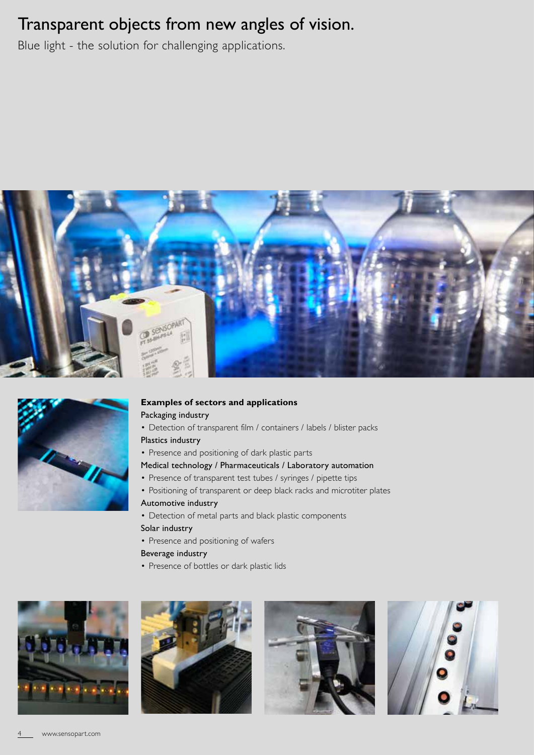# Transparent objects from new angles of vision.

Blue light - the solution for challenging applications.

**Examples of sectors and applications**

Packaging industry

- Detection of transparent film / containers / labels / blister packs

Plastics industry

- Presence and positioning of dark plastic parts

Medical technology / Pharmaceuticals / Laboratory automation

- Presence of transparent test tubes / syringes / pipette tips
- Positioning of transparent or deep black racks and microtiter plates

Automotive industry

- Detection of metal parts and black plastic components

Solar industry

- Presence and positioning of wafers

Beverage industry

- Presence of bottles or dark plastic lids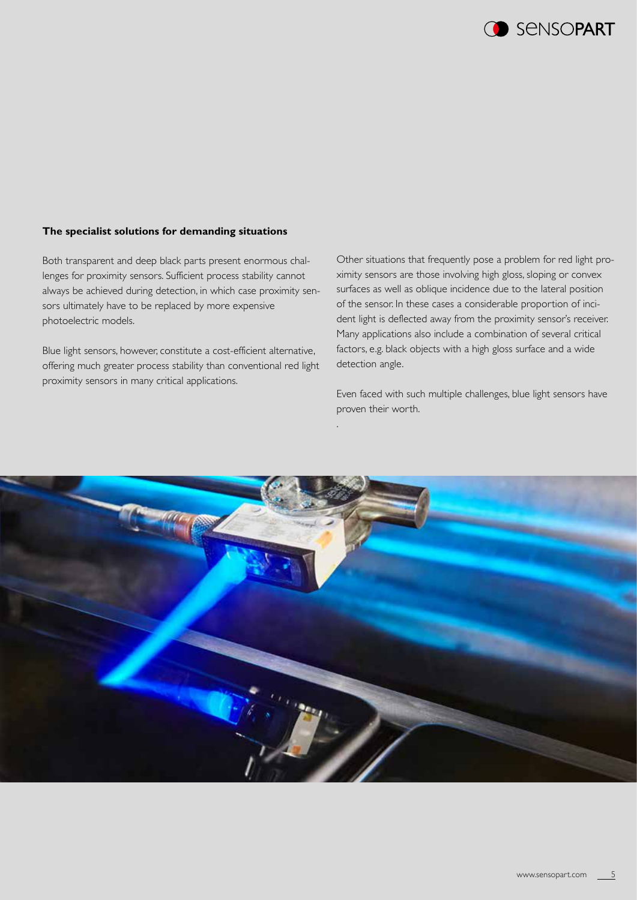### The specialist solutions for demanding situations

Both transparent and deep black parts present enormous challenges for proximity sensors. Sufficient process stability cannot always be achieved during detection, in which case proximity sensors ultimately have to be replaced by more expensive photoelectric models.

Blue light sensors, however, constitute a cost-efficient alternative, offering much greater process stability than conventional red light proximity sensors in many critical applications.

Other situations that frequently pose a problem for red light proximity sensors are those involving high gloss, sloping or convex surfaces as well as oblique incidence due to the lateral position of the sensor. In these cases a considerable proportion of incident light is deflected away from the proximity sensor's receiver. Many applications also include a combination of several critical factors, e.g. black objects with a high gloss surface and a wide detection angle.

Even faced with such multiple challenges, blue light sensors have proven their worth.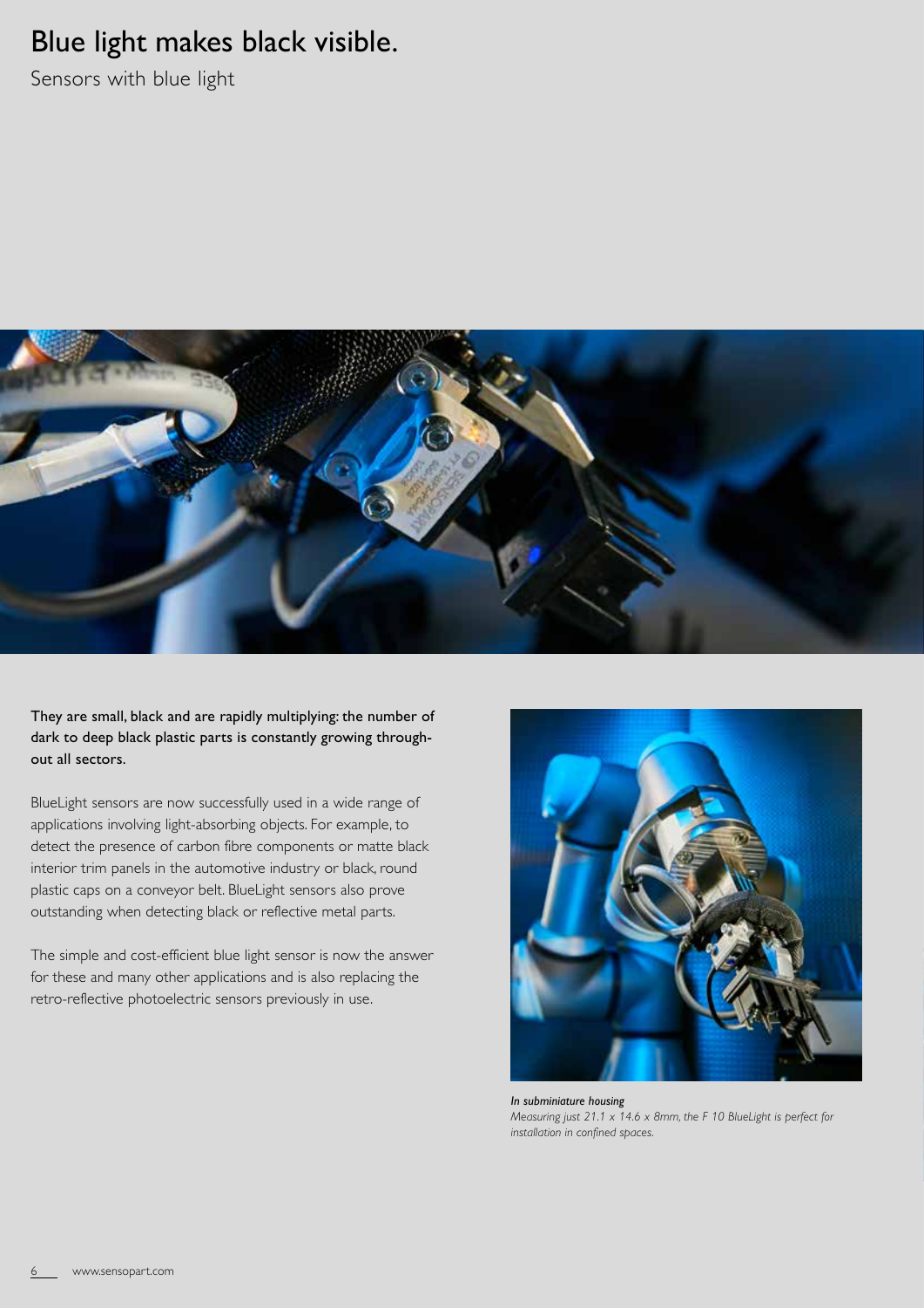# Blue light makes black visible.

Sensors with blue light

**They are small, black and are rapidly multiplying: the number of dark to deep black plastic parts is constantly growing throughout all sectors.**

BlueLight sensors are now successfully used in a wide range of applications involving light-absorbing objects. For example, to detect the presence of carbon fibre components or matte black interior trim panels in the automotive industry or black, round plastic caps on a conveyor belt. BlueLight sensors also prove outstanding when detecting black or reflective metal parts.

The simple and cost-efficient blue light sensor is now the answer for these and many other applications and is also replacing the retro-reflective photoelectric sensors previously in use.

***In subminiature housing***
*Measuring just 21.1 x 14.6 x 8mm, the F 10 BlueLight is perfect for installation in confined spaces.*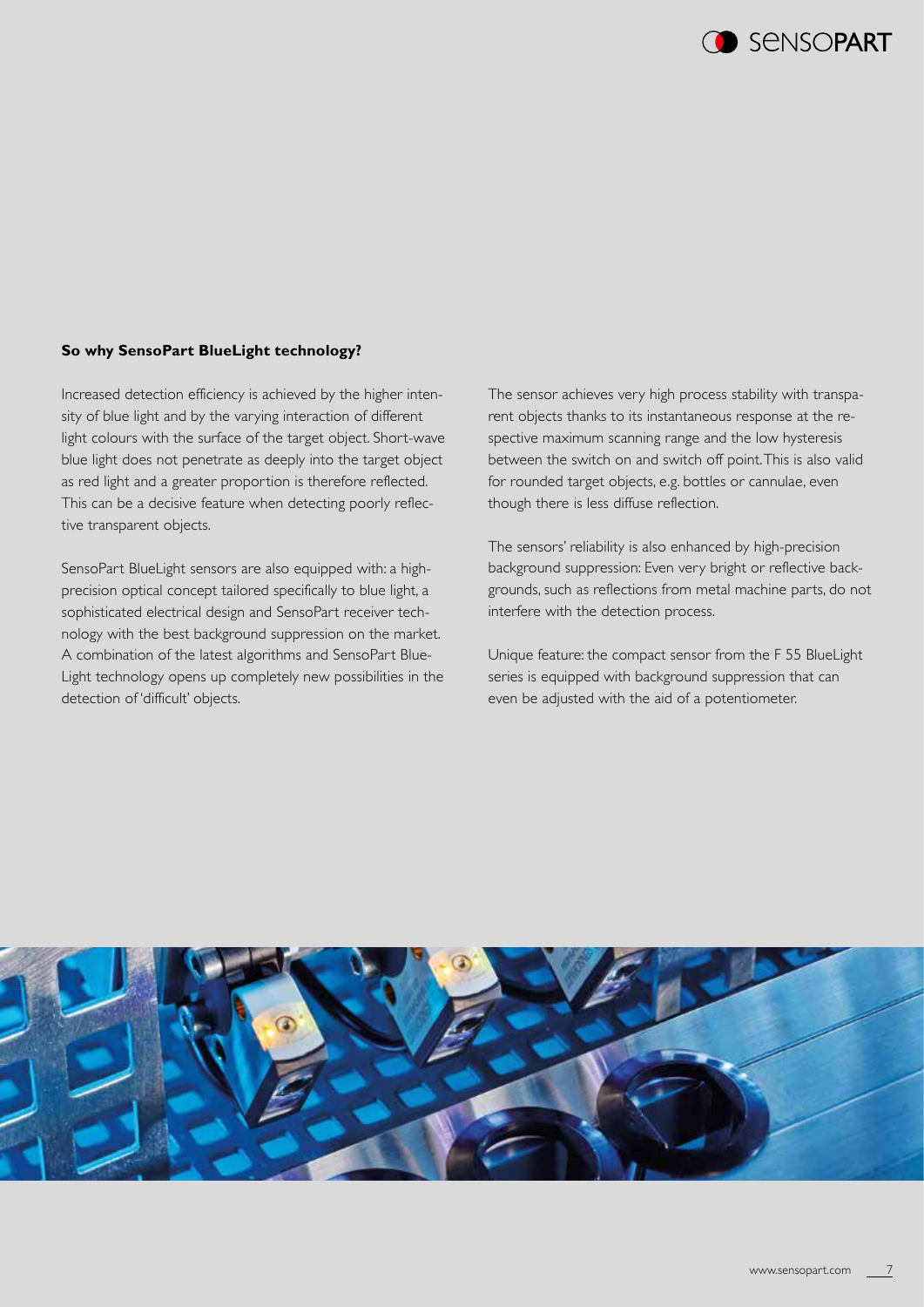**So why SensoPart BlueLight technology?**

Increased detection efficiency is achieved by the higher intensity of blue light and by the varying interaction of different light colours with the surface of the target object. Short-wave blue light does not penetrate as deeply into the target object as red light and a greater proportion is therefore reflected. This can be a decisive feature when detecting poorly reflective transparent objects.

SensoPart BlueLight sensors are also equipped with: a high-precision optical concept tailored specifically to blue light, a sophisticated electrical design and SensoPart receiver technology with the best background suppression on the market. A combination of the latest algorithms and SensoPart BlueLight technology opens up completely new possibilities in the detection of 'difficult' objects.

The sensor achieves very high process stability with transparent objects thanks to its instantaneous response at the respective maximum scanning range and the low hysteresis between the switch on and switch off point. This is also valid for rounded target objects, e.g. bottles or cannulae, even though there is less diffuse reflection.

The sensors' reliability is also enhanced by high-precision background suppression: Even very bright or reflective backgrounds, such as reflections from metal machine parts, do not interfere with the detection process.

Unique feature: the compact sensor from the F 55 BlueLight series is equipped with background suppression that can even be adjusted with the aid of a potentiometer.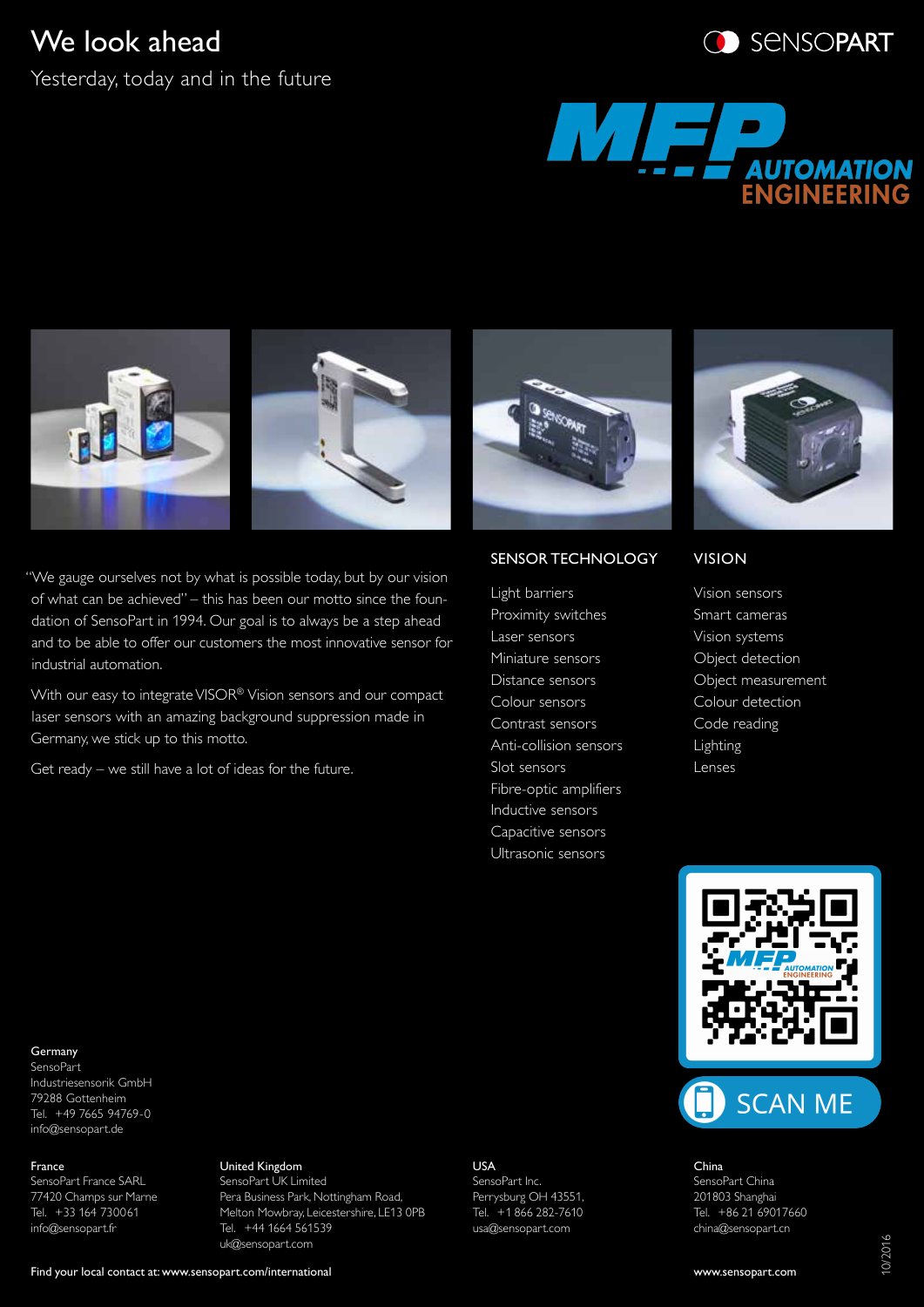# We look ahead

Yesterday, today and in the future

SENSOPART

MFP AUTOMATION ENGINEERING

"We gauge ourselves not by what is possible today, but by our vision of what can be achieved" – this has been our motto since the foundation of SensoPart in 1994. Our goal is to always be a step ahead and to be able to offer our customers the most innovative sensor for industrial automation.

With our easy to integrate VISOR® Vision sensors and our compact laser sensors with an amazing background suppression made in Germany, we stick up to this motto.

Get ready – we still have a lot of ideas for the future.

## SENSOR TECHNOLOGY

Light barriers
Proximity switches
Laser sensors
Miniature sensors
Distance sensors
Colour sensors
Contrast sensors
Anti-collision sensors
Slot sensors
Fibre-optic amplifiers
Inductive sensors
Capacitive sensors
Ultrasonic sensors

## VISION

Vision sensors
Smart cameras
Vision systems
Object detection
Object measurement
Colour detection
Code reading
Lighting
Lenses

SCAN ME

**Germany**
SensoPart
Industriesensorik GmbH
79288 Gottenheim
Tel. +49 7665 94769-0
info@sensopart.de

**France**
SensoPart France SARL
77420 Champs sur Marne
Tel. +33 164 730061
info@sensopart.fr

**United Kingdom**
SensoPart UK Limited
Pera Business Park, Nottingham Road,
Melton Mowbray, Leicestershire, LE13 0PB
Tel. +44 1664 561539
uk@sensopart.com

**USA**
SensoPart Inc.
Perrysburg OH 43551,
Tel. +1 866 282-7610
usa@sensopart.com

**China**
SensoPart China
201803 Shanghai
Tel. +86 21 69017660
china@sensopart.cn

Find your local contact at: www.sensopart.com/international

www.sensopart.com

10/2016